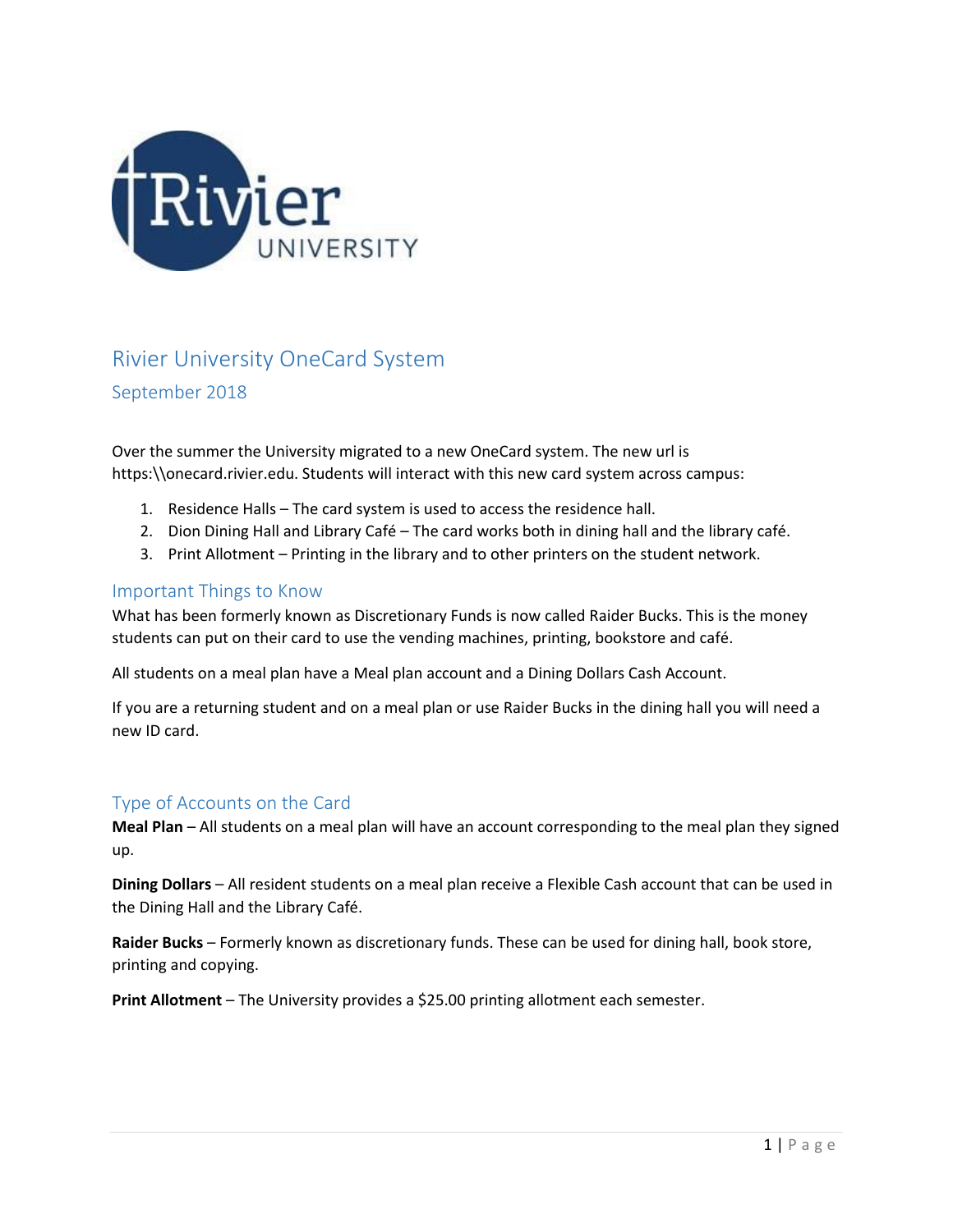# Rivier University OneCard System

## September 2018

Over the summer the University migrated to a new OneCard system. The new url is https:\\onecard.rivier.edu. Students will interact with this new card system across campus:

1. Residence Halls – The card system is used to access the residence hall.
2. Dion Dining Hall and Library Café – The card works both in dining hall and the library café.
3. Print Allotment – Printing in the library and to other printers on the student network.

## Important Things to Know

What has been formerly known as Discretionary Funds is now called Raider Bucks. This is the money students can put on their card to use the vending machines, printing, bookstore and café.

All students on a meal plan have a Meal plan account and a Dining Dollars Cash Account.

If you are a returning student and on a meal plan or use Raider Bucks in the dining hall you will need a new ID card.

## Type of Accounts on the Card

**Meal Plan** – All students on a meal plan will have an account corresponding to the meal plan they signed up.

**Dining Dollars** – All resident students on a meal plan receive a Flexible Cash account that can be used in the Dining Hall and the Library Café.

**Raider Bucks** – Formerly known as discretionary funds. These can be used for dining hall, book store, printing and copying.

**Print Allotment** – The University provides a $25.00 printing allotment each semester.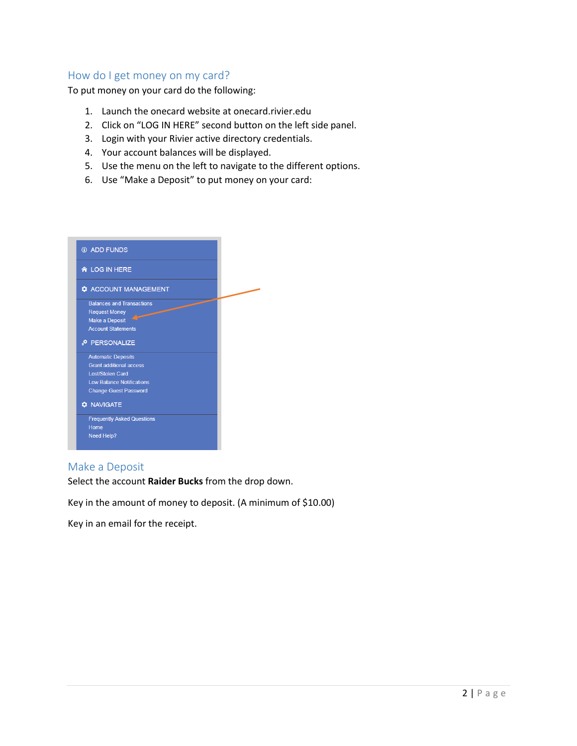## How do I get money on my card?

To put money on your card do the following:

1. Launch the onecard website at onecard.rivier.edu
2. Click on “LOG IN HERE” second button on the left side panel.
3. Login with your Rivier active directory credentials.
4. Your account balances will be displayed.
5. Use the menu on the left to navigate to the different options.
6. Use “Make a Deposit” to put money on your card:

## Make a Deposit

Select the account **Raider Bucks** from the drop down.

Key in the amount of money to deposit. (A minimum of $10.00)

Key in an email for the receipt.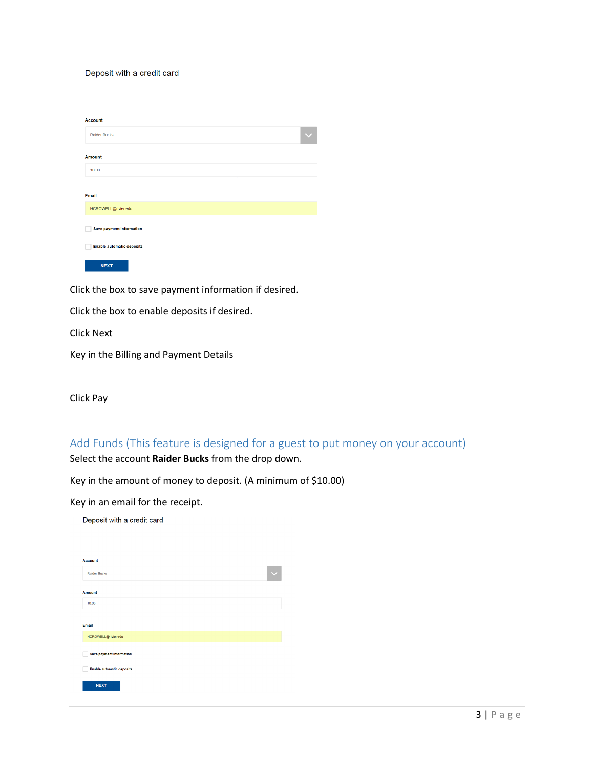Deposit with a credit card

Account

Raider Bucks

Amount

10.00

Email

HCROWELL@rivier.edu

Save payment information

Enable automatic deposits

NEXT

Click the box to save payment information if desired.

Click the box to enable deposits if desired.

Click Next

Key in the Billing and Payment Details

Click Pay

## Add Funds (This feature is designed for a guest to put money on your account)

Select the account **Raider Bucks** from the drop down.

Key in the amount of money to deposit. (A minimum of $10.00)

Key in an email for the receipt.

Deposit with a credit card

Account

Raider Bucks

Amount

10.00

Email

HCROWELL@rivier.edu

Save payment information

Enable automatic deposits

NEXT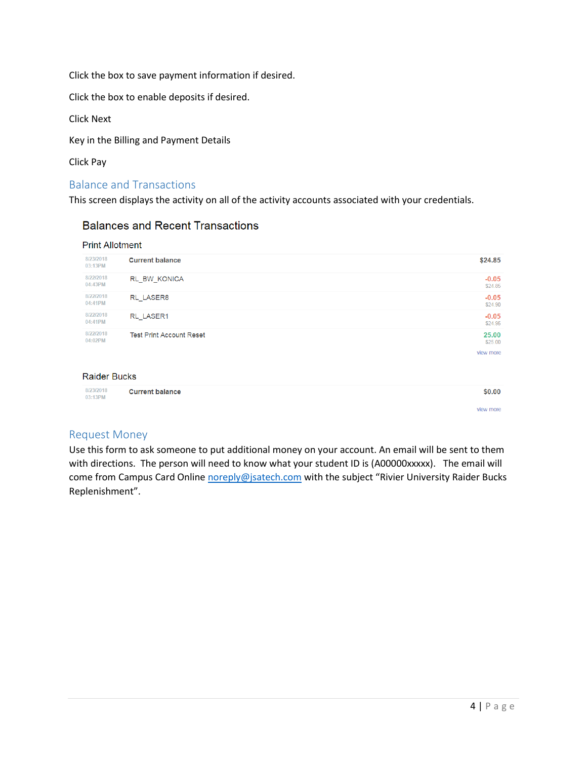Click the box to save payment information if desired.

Click the box to enable deposits if desired.

Click Next

Key in the Billing and Payment Details

Click Pay

## Balance and Transactions

This screen displays the activity on all of the activity accounts associated with your credentials.

### Balances and Recent Transactions

#### Print Allotment

| Date | Description | Amount |
|---|---|---|
| 8/23/2018 03:13PM | **Current balance** | **$24.85** |
| 8/22/2018 04:43PM | RL_BW_KONICA | -0.05 $24.85 |
| 8/22/2018 04:41PM | RL_LASER8 | -0.05 $24.90 |
| 8/22/2018 04:41PM | RL_LASER1 | -0.05 $24.95 |
| 8/22/2018 04:02PM | Test Print Account Reset | 25.00 $25.00 |

view more

#### Raider Bucks

| Date | Description | Amount |
|---|---|---|
| 8/23/2018 03:13PM | **Current balance** | **$0.00** |

view more

## Request Money

Use this form to ask someone to put additional money on your account. An email will be sent to them with directions. The person will need to know what your student ID is (A00000xxxxx). The email will come from Campus Card Online noreply@jsatech.com with the subject "Rivier University Raider Bucks Replenishment".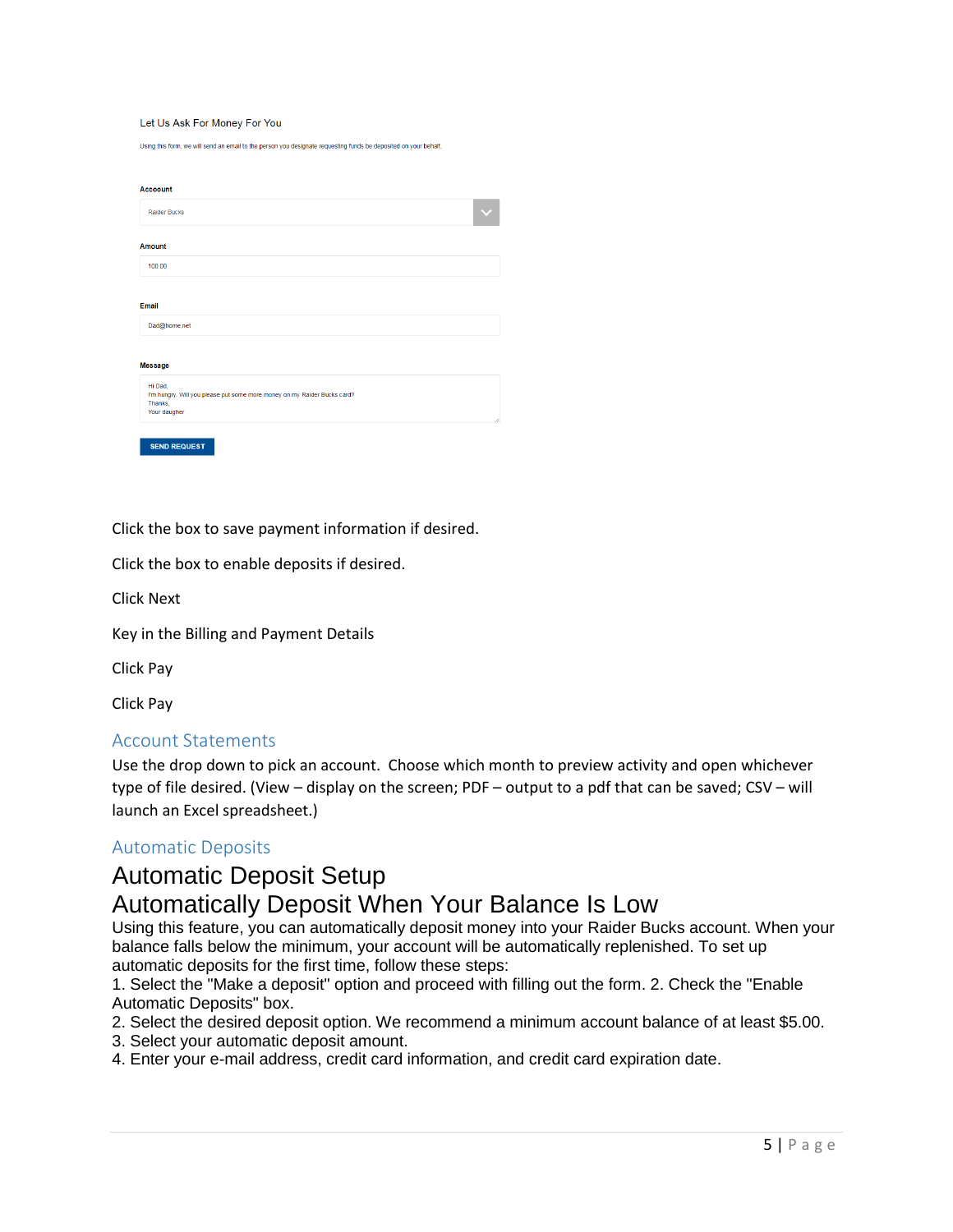Let Us Ask For Money For You

Using this form, we will send an email to the person you designate requesting funds be deposited on your behalf.

**Acccount**

Raider Bucks

**Amount**

100.00

**Email**

Dad@home.net

**Message**

Hi Dad,
I'm hungry. Will you please put some more money on my Raider Bucks card?
Thanks,
Your daughter

SEND REQUEST

Click the box to save payment information if desired.

Click the box to enable deposits if desired.

Click Next

Key in the Billing and Payment Details

Click Pay

Click Pay

## Account Statements

Use the drop down to pick an account. Choose which month to preview activity and open whichever type of file desired. (View – display on the screen; PDF – output to a pdf that can be saved; CSV – will launch an Excel spreadsheet.)

## Automatic Deposits

# Automatic Deposit Setup

# Automatically Deposit When Your Balance Is Low

Using this feature, you can automatically deposit money into your Raider Bucks account. When your balance falls below the minimum, your account will be automatically replenished. To set up automatic deposits for the first time, follow these steps:

1. Select the "Make a deposit" option and proceed with filling out the form. 2. Check the "Enable Automatic Deposits" box.
2. Select the desired deposit option. We recommend a minimum account balance of at least $5.00.
3. Select your automatic deposit amount.
4. Enter your e-mail address, credit card information, and credit card expiration date.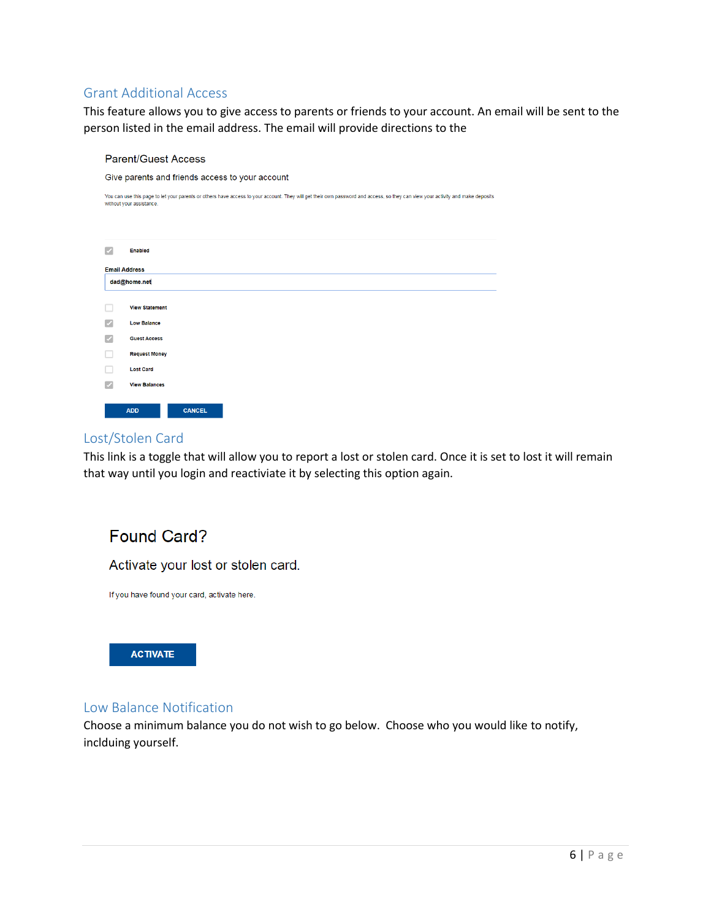## Grant Additional Access

This feature allows you to give access to parents or friends to your account. An email will be sent to the person listed in the email address. The email will provide directions to the

Parent/Guest Access

Give parents and friends access to your account

You can use this page to let your parents or others have access to your account. They will get their own password and access, so they can view your activity and make deposits without your assistance.

- [x] Enabled

Email Address

dad@home.net

- [ ] View Statement
- [x] Low Balance
- [x] Guest Access
- [ ] Request Money
- [ ] Lost Card
- [x] View Balances

ADD CANCEL

## Lost/Stolen Card

This link is a toggle that will allow you to report a lost or stolen card. Once it is set to lost it will remain that way until you login and reactiviate it by selecting this option again.

Found Card?

Activate your lost or stolen card.

If you have found your card, activate here.

ACTIVATE

## Low Balance Notification

Choose a minimum balance you do not wish to go below. Choose who you would like to notify, inclduing yourself.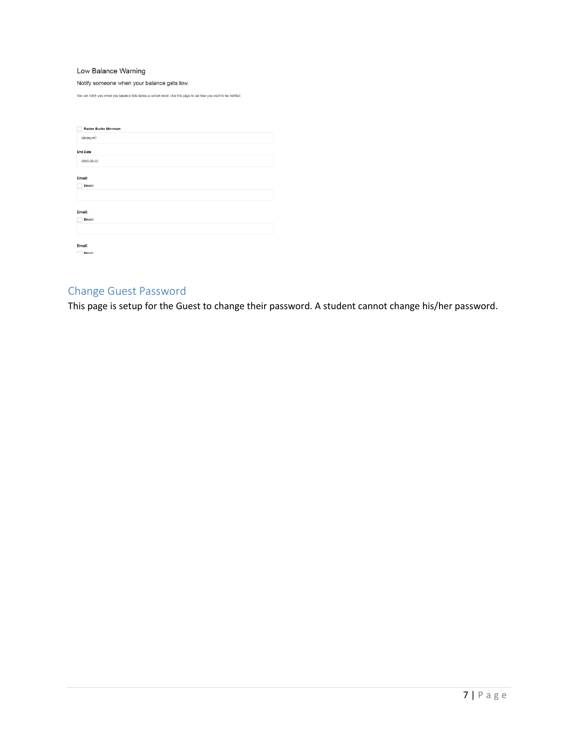Low Balance Warning

Notify someone when your balance gets low.

We can notify you when you balance falls below a certain level. Use this page to set how you want to be notified.

Raider Bucks Minimum

Minimum?

End Date

0000-00-00

Email:

Email:

Email:

Email:

Email:

Email:

## Change Guest Password

This page is setup for the Guest to change their password. A student cannot change his/her password.